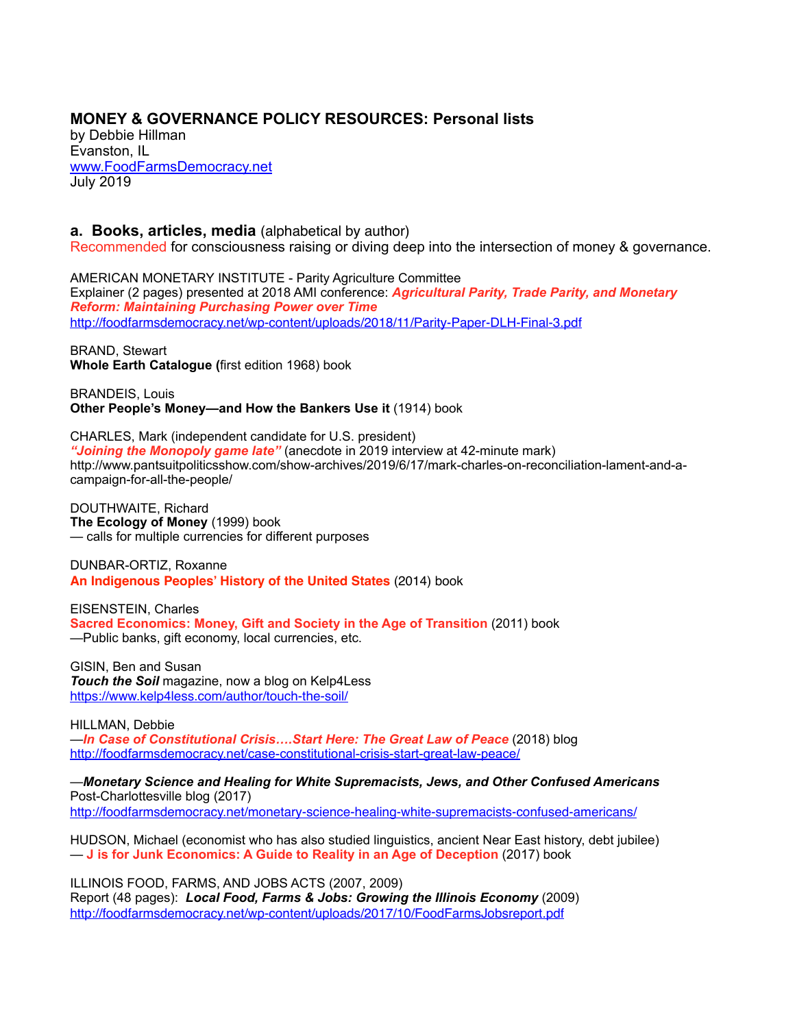## MONEY & GOVERNANCE POLICY RESOURCES: Personal lists

by Debbie Hillman
Evanston, IL
www.FoodFarmsDemocracy.net
July 2019

### a. Books, articles, media (alphabetical by author)

Recommended for consciousness raising or diving deep into the intersection of money & governance.

AMERICAN MONETARY INSTITUTE - Parity Agriculture Committee
Explainer (2 pages) presented at 2018 AMI conference: ***Agricultural Parity, Trade Parity, and Monetary Reform: Maintaining Purchasing Power over Time***
http://foodfarmsdemocracy.net/wp-content/uploads/2018/11/Parity-Paper-DLH-Final-3.pdf

BRAND, Stewart
**Whole Earth Catalogue (**first edition 1968) book

BRANDEIS, Louis
**Other People's Money—and How the Bankers Use it** (1914) book

CHARLES, Mark (independent candidate for U.S. president)
***"Joining the Monopoly game late"*** (anecdote in 2019 interview at 42-minute mark)
http://www.pantsuitpoliticsshow.com/show-archives/2019/6/17/mark-charles-on-reconciliation-lament-and-a-campaign-for-all-the-people/

DOUTHWAITE, Richard
**The Ecology of Money** (1999) book
— calls for multiple currencies for different purposes

DUNBAR-ORTIZ, Roxanne
**An Indigenous Peoples' History of the United States** (2014) book

EISENSTEIN, Charles
**Sacred Economics: Money, Gift and Society in the Age of Transition** (2011) book
—Public banks, gift economy, local currencies, etc.

GISIN, Ben and Susan
***Touch the Soil*** magazine, now a blog on Kelp4Less
https://www.kelp4less.com/author/touch-the-soil/

HILLMAN, Debbie
—***In Case of Constitutional Crisis….Start Here: The Great Law of Peace*** (2018) blog
http://foodfarmsdemocracy.net/case-constitutional-crisis-start-great-law-peace/

—***Monetary Science and Healing for White Supremacists, Jews, and Other Confused Americans***
Post-Charlottesville blog (2017)
http://foodfarmsdemocracy.net/monetary-science-healing-white-supremacists-confused-americans/

HUDSON, Michael (economist who has also studied linguistics, ancient Near East history, debt jubilee)
— **J is for Junk Economics: A Guide to Reality in an Age of Deception** (2017) book

ILLINOIS FOOD, FARMS, AND JOBS ACTS (2007, 2009)
Report (48 pages): ***Local Food, Farms & Jobs: Growing the Illinois Economy*** (2009)
http://foodfarmsdemocracy.net/wp-content/uploads/2017/10/FoodFarmsJobsreport.pdf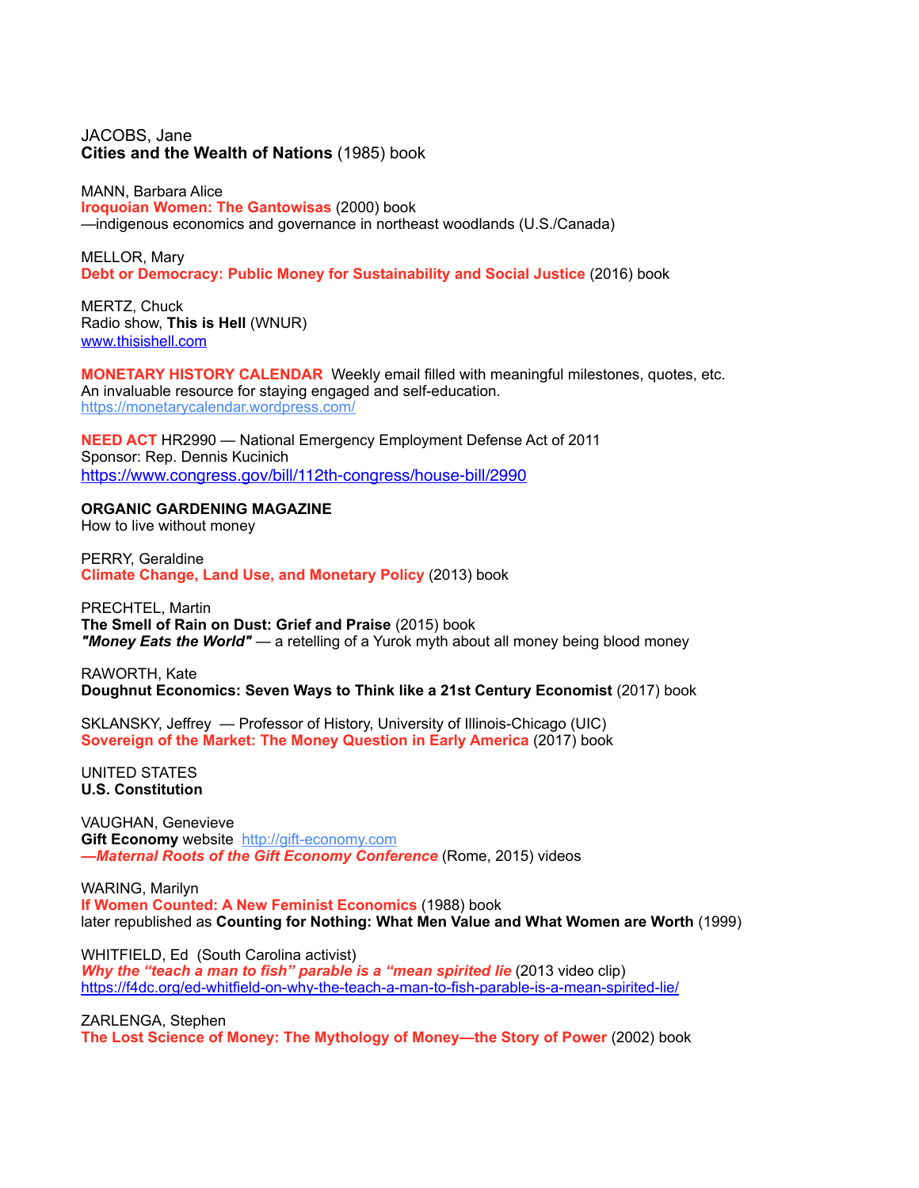JACOBS, Jane
**Cities and the Wealth of Nations** (1985) book

MANN, Barbara Alice
**Iroquoian Women: The Gantowisas** (2000) book
—indigenous economics and governance in northeast woodlands (U.S./Canada)

MELLOR, Mary
**Debt or Democracy: Public Money for Sustainability and Social Justice** (2016) book

MERTZ, Chuck
Radio show, **This is Hell** (WNUR)
[www.thisishell.com](http://www.thisishell.com)

**MONETARY HISTORY CALENDAR** Weekly email filled with meaningful milestones, quotes, etc.
An invaluable resource for staying engaged and self-education.
[https://monetarycalendar.wordpress.com/](https://monetarycalendar.wordpress.com/)

**NEED ACT** HR2990 — National Emergency Employment Defense Act of 2011
Sponsor: Rep. Dennis Kucinich
[https://www.congress.gov/bill/112th-congress/house-bill/2990](https://www.congress.gov/bill/112th-congress/house-bill/2990)

**ORGANIC GARDENING MAGAZINE**
How to live without money

PERRY, Geraldine
**Climate Change, Land Use, and Monetary Policy** (2013) book

PRECHTEL, Martin
**The Smell of Rain on Dust: Grief and Praise** (2015) book
***"Money Eats the World"*** — a retelling of a Yurok myth about all money being blood money

RAWORTH, Kate
**Doughnut Economics: Seven Ways to Think like a 21st Century Economist** (2017) book

SKLANSKY, Jeffrey — Professor of History, University of Illinois-Chicago (UIC)
**Sovereign of the Market: The Money Question in Early America** (2017) book

UNITED STATES
**U.S. Constitution**

VAUGHAN, Genevieve
**Gift Economy** website [http://gift-economy.com](http://gift-economy.com)
***—Maternal Roots of the Gift Economy Conference*** (Rome, 2015) videos

WARING, Marilyn
**If Women Counted: A New Feminist Economics** (1988) book
later republished as **Counting for Nothing: What Men Value and What Women are Worth** (1999)

WHITFIELD, Ed (South Carolina activist)
***Why the "teach a man to fish" parable is a "mean spirited lie*** (2013 video clip)
[https://f4dc.org/ed-whitfield-on-why-the-teach-a-man-to-fish-parable-is-a-mean-spirited-lie/](https://f4dc.org/ed-whitfield-on-why-the-teach-a-man-to-fish-parable-is-a-mean-spirited-lie/)

ZARLENGA, Stephen
**The Lost Science of Money: The Mythology of Money—the Story of Power** (2002) book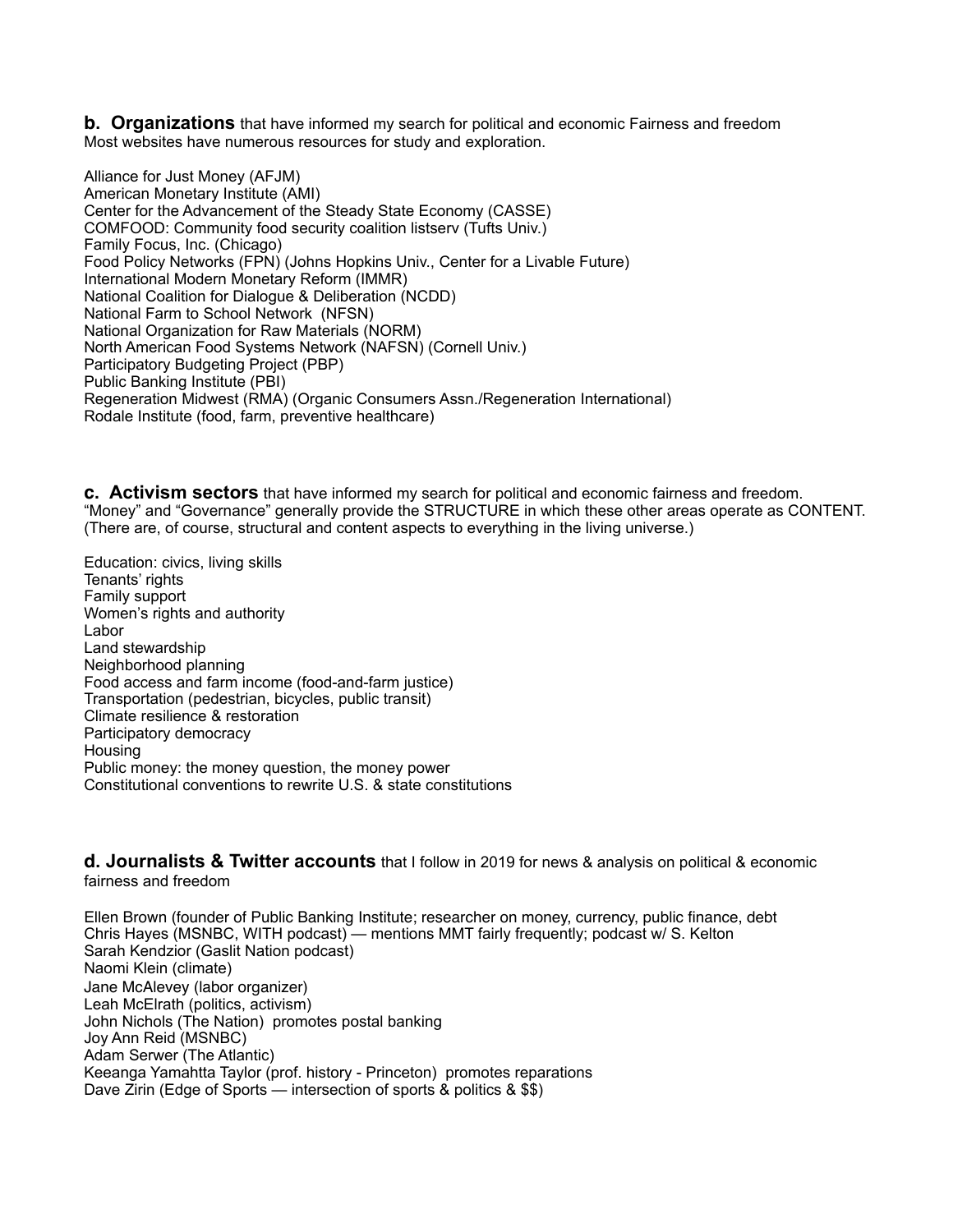**b. Organizations** that have informed my search for political and economic Fairness and freedom
Most websites have numerous resources for study and exploration.

Alliance for Just Money (AFJM)
American Monetary Institute (AMI)
Center for the Advancement of the Steady State Economy (CASSE)
COMFOOD: Community food security coalition listserv (Tufts Univ.)
Family Focus, Inc. (Chicago)
Food Policy Networks (FPN) (Johns Hopkins Univ., Center for a Livable Future)
International Modern Monetary Reform (IMMR)
National Coalition for Dialogue & Deliberation (NCDD)
National Farm to School Network (NFSN)
National Organization for Raw Materials (NORM)
North American Food Systems Network (NAFSN) (Cornell Univ.)
Participatory Budgeting Project (PBP)
Public Banking Institute (PBI)
Regeneration Midwest (RMA) (Organic Consumers Assn./Regeneration International)
Rodale Institute (food, farm, preventive healthcare)

**c. Activism sectors** that have informed my search for political and economic fairness and freedom.
"Money" and "Governance" generally provide the STRUCTURE in which these other areas operate as CONTENT.
(There are, of course, structural and content aspects to everything in the living universe.)

Education: civics, living skills
Tenants' rights
Family support
Women's rights and authority
Labor
Land stewardship
Neighborhood planning
Food access and farm income (food-and-farm justice)
Transportation (pedestrian, bicycles, public transit)
Climate resilience & restoration
Participatory democracy
Housing
Public money: the money question, the money power
Constitutional conventions to rewrite U.S. & state constitutions

**d. Journalists & Twitter accounts** that I follow in 2019 for news & analysis on political & economic fairness and freedom

Ellen Brown (founder of Public Banking Institute; researcher on money, currency, public finance, debt
Chris Hayes (MSNBC, WITH podcast) — mentions MMT fairly frequently; podcast w/ S. Kelton
Sarah Kendzior (Gaslit Nation podcast)
Naomi Klein (climate)
Jane McAlevey (labor organizer)
Leah McElrath (politics, activism)
John Nichols (The Nation) promotes postal banking
Joy Ann Reid (MSNBC)
Adam Serwer (The Atlantic)
Keeanga Yamahtta Taylor (prof. history - Princeton) promotes reparations
Dave Zirin (Edge of Sports — intersection of sports & politics & $$)